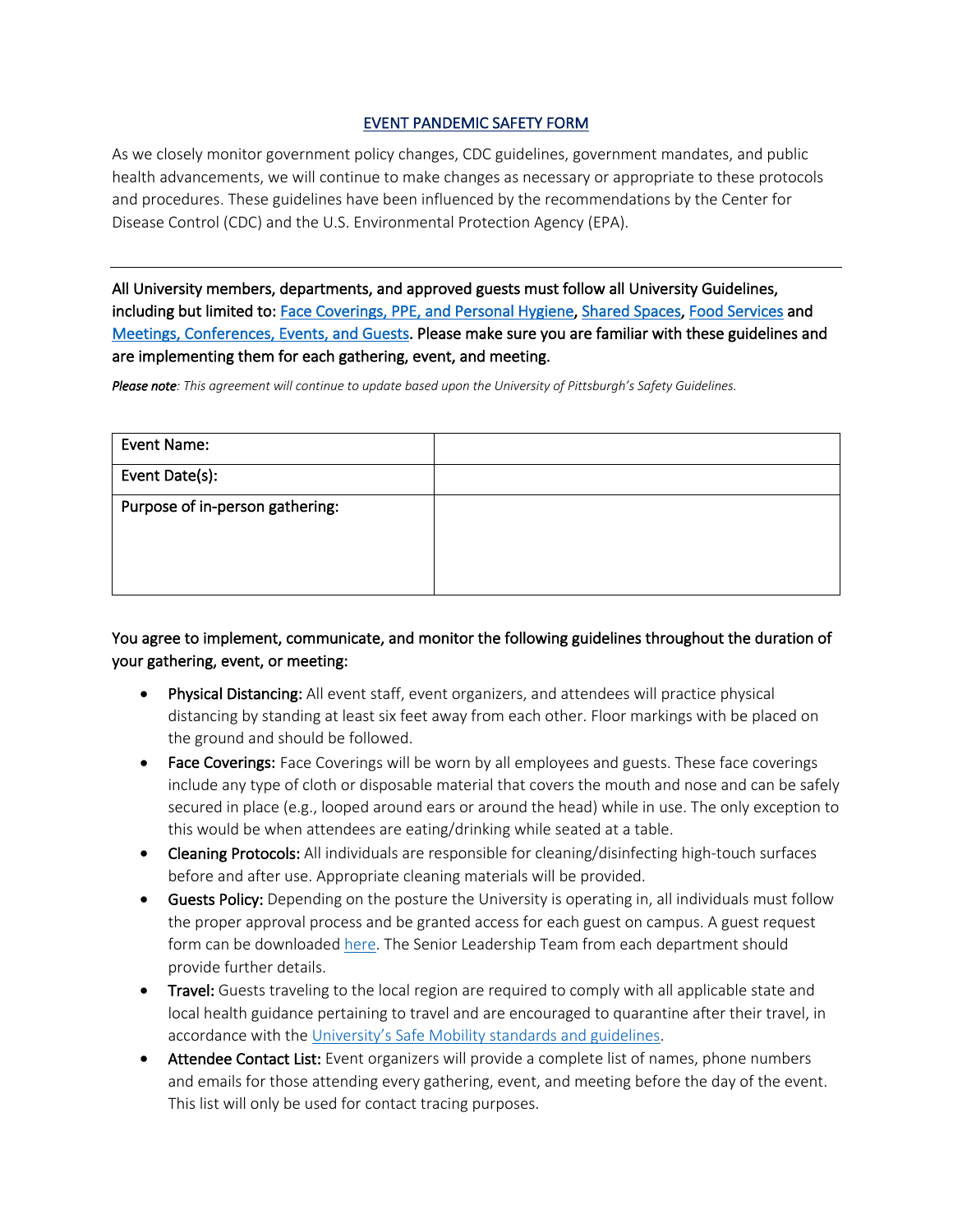# EVENT PANDEMIC SAFETY FORM

As we closely monitor government policy changes, CDC guidelines, government mandates, and public health advancements, we will continue to make changes as necessary or appropriate to these protocols and procedures. These guidelines have been influenced by the recommendations by the Center for Disease Control (CDC) and the U.S. Environmental Protection Agency (EPA).

---

All University members, departments, and approved guests must follow all University Guidelines, including but limited to: Face Coverings, PPE, and Personal Hygiene, Shared Spaces, Food Services and Meetings, Conferences, Events, and Guests. Please make sure you are familiar with these guidelines and are implementing them for each gathering, event, and meeting.

***Please note**: This agreement will continue to update based upon the University of Pittsburgh's Safety Guidelines.*

| Event Name: | |
|---|---|
| Event Date(s): | |
| Purpose of in-person gathering: | |

You agree to implement, communicate, and monitor the following guidelines throughout the duration of your gathering, event, or meeting:

- **Physical Distancing:** All event staff, event organizers, and attendees will practice physical distancing by standing at least six feet away from each other. Floor markings with be placed on the ground and should be followed.
- **Face Coverings:** Face Coverings will be worn by all employees and guests. These face coverings include any type of cloth or disposable material that covers the mouth and nose and can be safely secured in place (e.g., looped around ears or around the head) while in use. The only exception to this would be when attendees are eating/drinking while seated at a table.
- **Cleaning Protocols:** All individuals are responsible for cleaning/disinfecting high-touch surfaces before and after use. Appropriate cleaning materials will be provided.
- **Guests Policy:** Depending on the posture the University is operating in, all individuals must follow the proper approval process and be granted access for each guest on campus. A guest request form can be downloaded here. The Senior Leadership Team from each department should provide further details.
- **Travel:** Guests traveling to the local region are required to comply with all applicable state and local health guidance pertaining to travel and are encouraged to quarantine after their travel, in accordance with the University's Safe Mobility standards and guidelines.
- **Attendee Contact List:** Event organizers will provide a complete list of names, phone numbers and emails for those attending every gathering, event, and meeting before the day of the event. This list will only be used for contact tracing purposes.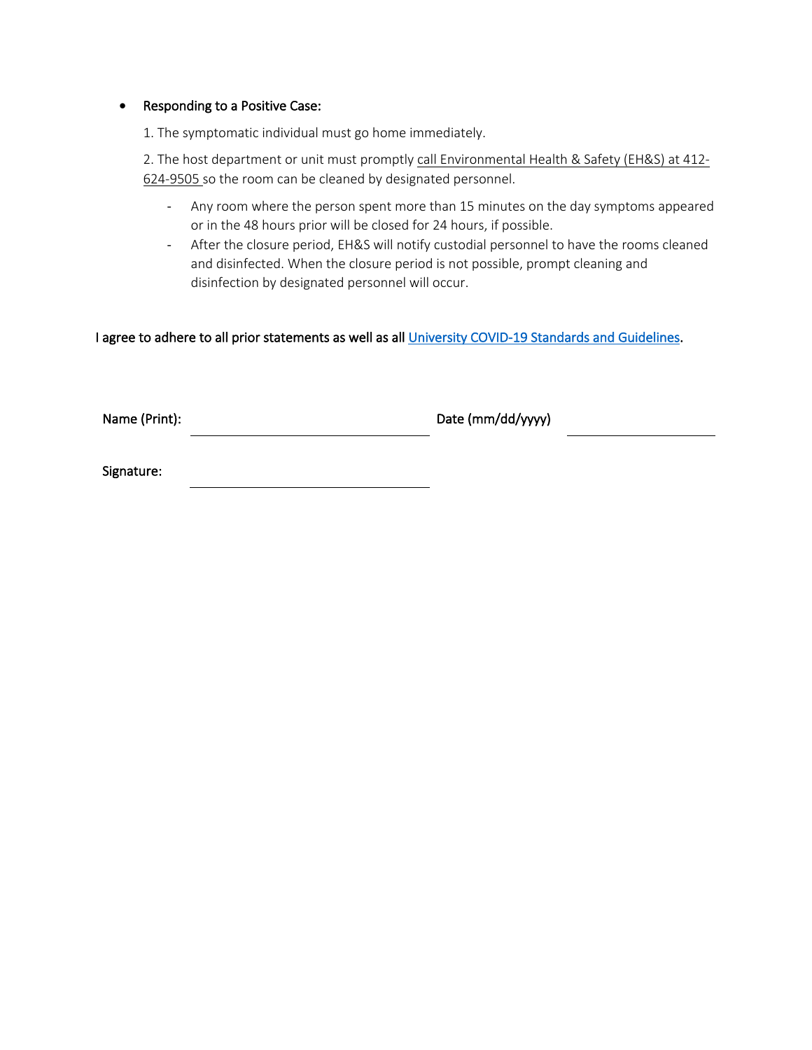- Responding to a Positive Case:

  1. The symptomatic individual must go home immediately.

  2. The host department or unit must promptly call Environmental Health & Safety (EH&S) at 412-624-9505 so the room can be cleaned by designated personnel.

     - Any room where the person spent more than 15 minutes on the day symptoms appeared or in the 48 hours prior will be closed for 24 hours, if possible.
     - After the closure period, EH&S will notify custodial personnel to have the rooms cleaned and disinfected. When the closure period is not possible, prompt cleaning and disinfection by designated personnel will occur.

I agree to adhere to all prior statements as well as all University COVID-19 Standards and Guidelines.

Name (Print): ______________________ Date (mm/dd/yyyy) ______________

Signature: ______________________